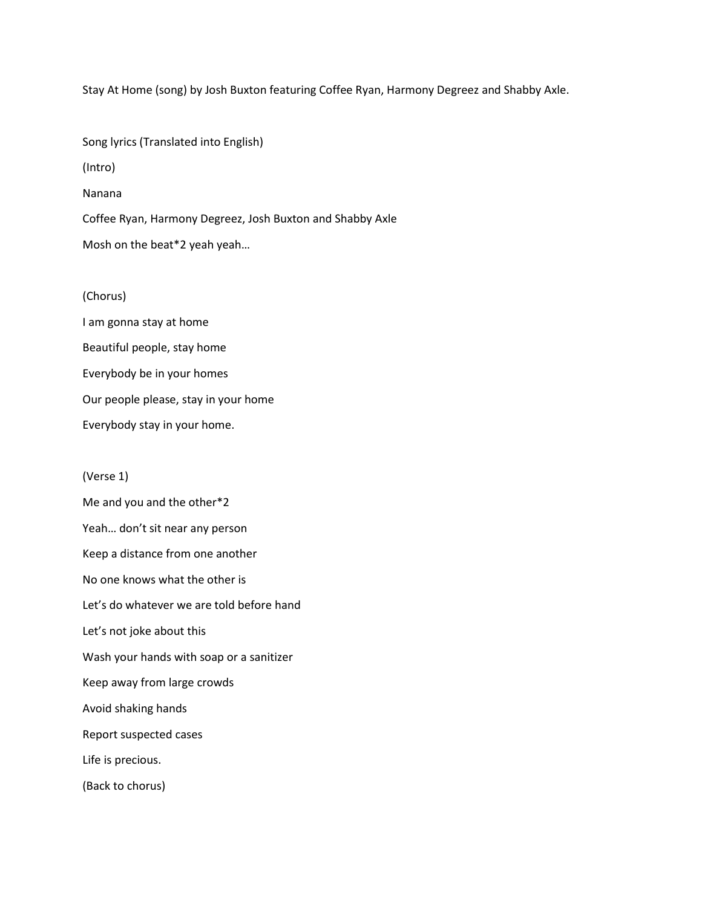Stay At Home (song) by Josh Buxton featuring Coffee Ryan, Harmony Degreez and Shabby Axle.

Song lyrics (Translated into English)

(Intro)

Nanana

Coffee Ryan, Harmony Degreez, Josh Buxton and Shabby Axle

Mosh on the beat*2 yeah yeah…

(Chorus)

I am gonna stay at home

Beautiful people, stay home

Everybody be in your homes

Our people please, stay in your home

Everybody stay in your home.

(Verse 1)

Me and you and the other*2

Yeah… don't sit near any person

Keep a distance from one another

No one knows what the other is

Let's do whatever we are told before hand

Let's not joke about this

Wash your hands with soap or a sanitizer

Keep away from large crowds

Avoid shaking hands

Report suspected cases

Life is precious.

(Back to chorus)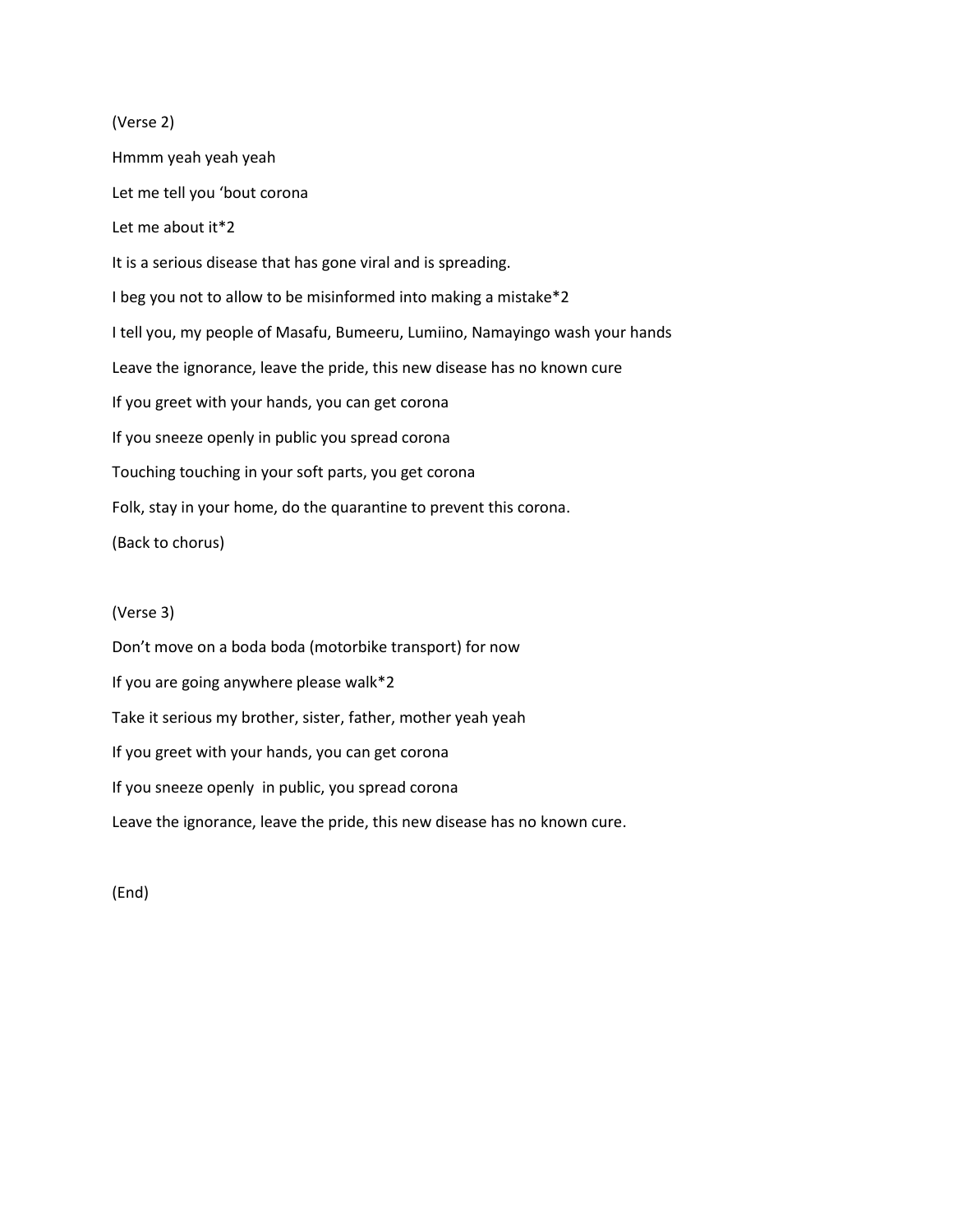(Verse 2)

Hmmm yeah yeah yeah

Let me tell you 'bout corona

Let me about it*2

It is a serious disease that has gone viral and is spreading.

I beg you not to allow to be misinformed into making a mistake*2

I tell you, my people of Masafu, Bumeeru, Lumiino, Namayingo wash your hands

Leave the ignorance, leave the pride, this new disease has no known cure

If you greet with your hands, you can get corona

If you sneeze openly in public you spread corona

Touching touching in your soft parts, you get corona

Folk, stay in your home, do the quarantine to prevent this corona.

(Back to chorus)

(Verse 3)

Don't move on a boda boda (motorbike transport) for now

If you are going anywhere please walk*2

Take it serious my brother, sister, father, mother yeah yeah

If you greet with your hands, you can get corona

If you sneeze openly in public, you spread corona

Leave the ignorance, leave the pride, this new disease has no known cure.

(End)